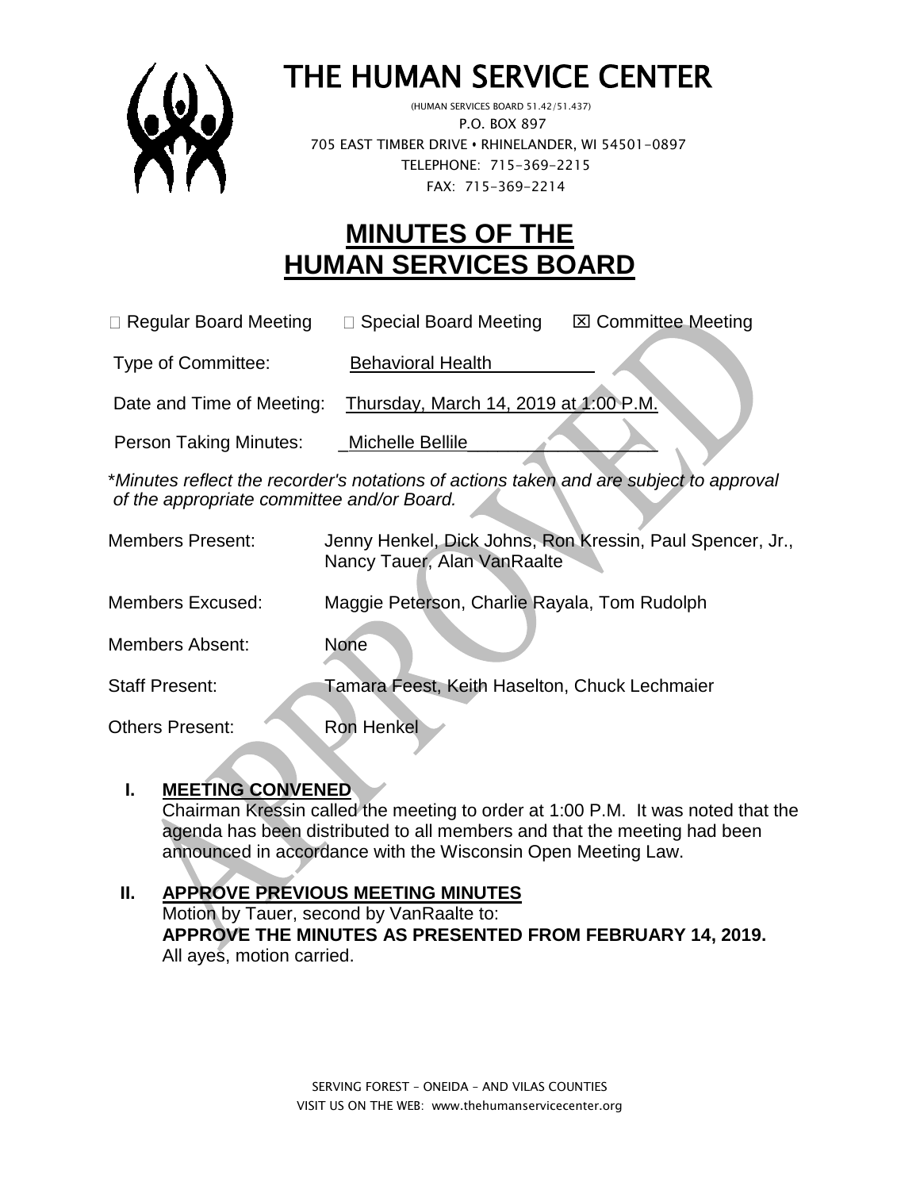# THE HUMAN SERVICE CENTER

(HUMAN SERVICES BOARD 51.42/51.437)
P.O. BOX 897
705 EAST TIMBER DRIVE • RHINELANDER, WI 54501-0897
TELEPHONE: 715-369-2215
FAX: 715-369-2214

# MINUTES OF THE HUMAN SERVICES BOARD

☐ Regular Board Meeting ☐ Special Board Meeting ☒ Committee Meeting

Type of Committee: Behavioral Health

Date and Time of Meeting: Thursday, March 14, 2019 at 1:00 P.M.

Person Taking Minutes: Michelle Bellile

**\****Minutes reflect the recorder's notations of actions taken and are subject to approval of the appropriate committee and/or Board.*

Members Present: Jenny Henkel, Dick Johns, Ron Kressin, Paul Spencer, Jr., Nancy Tauer, Alan VanRaalte

Members Excused: Maggie Peterson, Charlie Rayala, Tom Rudolph

Members Absent: None

Staff Present: Tamara Feest, Keith Haselton, Chuck Lechmaier

Others Present: Ron Henkel

## I. MEETING CONVENED

Chairman Kressin called the meeting to order at 1:00 P.M. It was noted that the agenda has been distributed to all members and that the meeting had been announced in accordance with the Wisconsin Open Meeting Law.

## II. APPROVE PREVIOUS MEETING MINUTES

Motion by Tauer, second by VanRaalte to:
**APPROVE THE MINUTES AS PRESENTED FROM FEBRUARY 14, 2019.**
All ayes, motion carried.

SERVING FOREST – ONEIDA – AND VILAS COUNTIES
VISIT US ON THE WEB: www.thehumanservicecenter.org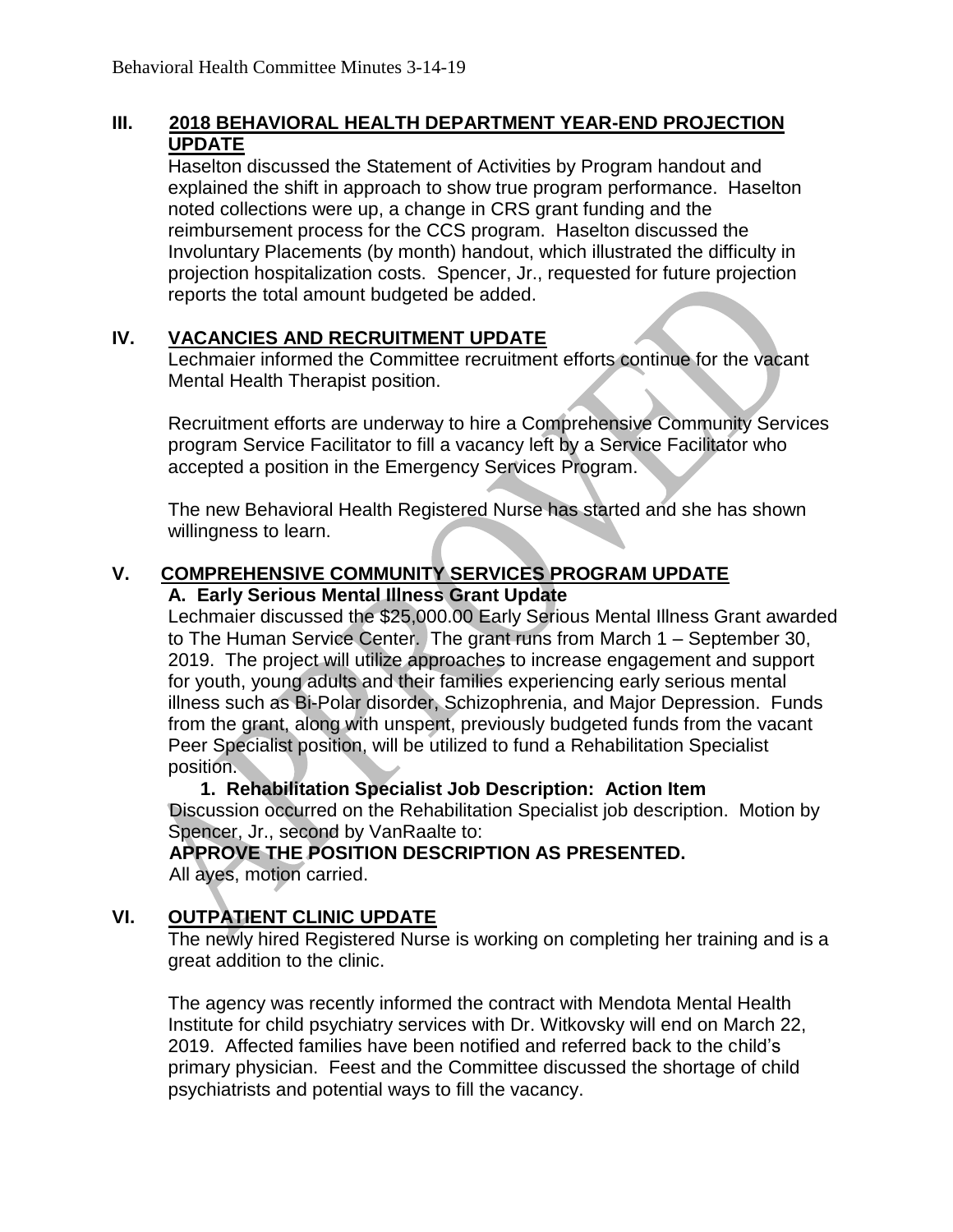## III. 2018 BEHAVIORAL HEALTH DEPARTMENT YEAR-END PROJECTION UPDATE

Haselton discussed the Statement of Activities by Program handout and explained the shift in approach to show true program performance. Haselton noted collections were up, a change in CRS grant funding and the reimbursement process for the CCS program. Haselton discussed the Involuntary Placements (by month) handout, which illustrated the difficulty in projection hospitalization costs. Spencer, Jr., requested for future projection reports the total amount budgeted be added.

## IV. VACANCIES AND RECRUITMENT UPDATE

Lechmaier informed the Committee recruitment efforts continue for the vacant Mental Health Therapist position.

Recruitment efforts are underway to hire a Comprehensive Community Services program Service Facilitator to fill a vacancy left by a Service Facilitator who accepted a position in the Emergency Services Program.

The new Behavioral Health Registered Nurse has started and she has shown willingness to learn.

## V. COMPREHENSIVE COMMUNITY SERVICES PROGRAM UPDATE

### A. Early Serious Mental Illness Grant Update

Lechmaier discussed the $25,000.00 Early Serious Mental Illness Grant awarded to The Human Service Center. The grant runs from March 1 – September 30, 2019. The project will utilize approaches to increase engagement and support for youth, young adults and their families experiencing early serious mental illness such as Bi-Polar disorder, Schizophrenia, and Major Depression. Funds from the grant, along with unspent, previously budgeted funds from the vacant Peer Specialist position, will be utilized to fund a Rehabilitation Specialist position.

#### 1. Rehabilitation Specialist Job Description: Action Item

Discussion occurred on the Rehabilitation Specialist job description. Motion by Spencer, Jr., second by VanRaalte to:

**APPROVE THE POSITION DESCRIPTION AS PRESENTED.**

All ayes, motion carried.

## VI. OUTPATIENT CLINIC UPDATE

The newly hired Registered Nurse is working on completing her training and is a great addition to the clinic.

The agency was recently informed the contract with Mendota Mental Health Institute for child psychiatry services with Dr. Witkovsky will end on March 22, 2019. Affected families have been notified and referred back to the child's primary physician. Feest and the Committee discussed the shortage of child psychiatrists and potential ways to fill the vacancy.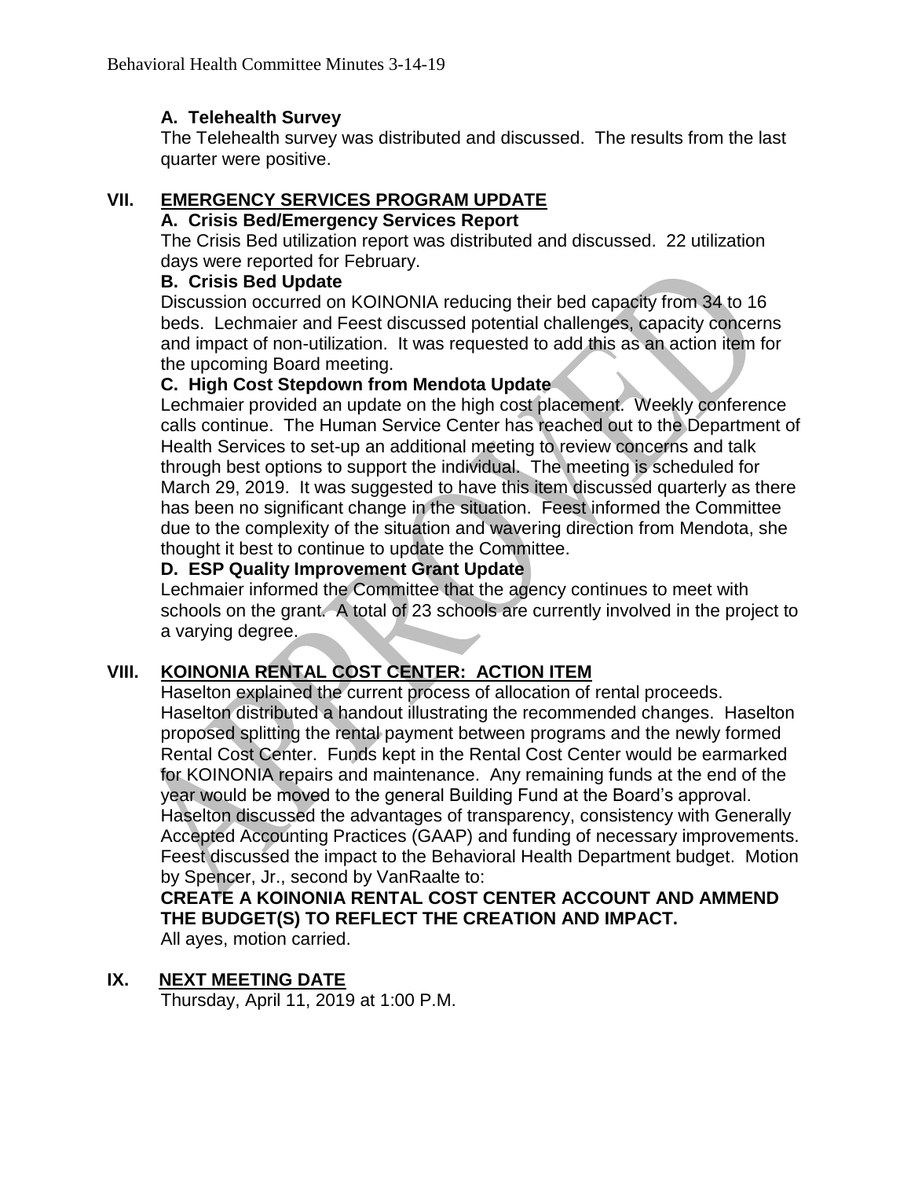### A. Telehealth Survey

The Telehealth survey was distributed and discussed. The results from the last quarter were positive.

## VII. EMERGENCY SERVICES PROGRAM UPDATE

### A. Crisis Bed/Emergency Services Report

The Crisis Bed utilization report was distributed and discussed. 22 utilization days were reported for February.

### B. Crisis Bed Update

Discussion occurred on KOINONIA reducing their bed capacity from 34 to 16 beds. Lechmaier and Feest discussed potential challenges, capacity concerns and impact of non-utilization. It was requested to add this as an action item for the upcoming Board meeting.

### C. High Cost Stepdown from Mendota Update

Lechmaier provided an update on the high cost placement. Weekly conference calls continue. The Human Service Center has reached out to the Department of Health Services to set-up an additional meeting to review concerns and talk through best options to support the individual. The meeting is scheduled for March 29, 2019. It was suggested to have this item discussed quarterly as there has been no significant change in the situation. Feest informed the Committee due to the complexity of the situation and wavering direction from Mendota, she thought it best to continue to update the Committee.

### D. ESP Quality Improvement Grant Update

Lechmaier informed the Committee that the agency continues to meet with schools on the grant. A total of 23 schools are currently involved in the project to a varying degree.

## VIII. KOINONIA RENTAL COST CENTER: ACTION ITEM

Haselton explained the current process of allocation of rental proceeds. Haselton distributed a handout illustrating the recommended changes. Haselton proposed splitting the rental payment between programs and the newly formed Rental Cost Center. Funds kept in the Rental Cost Center would be earmarked for KOINONIA repairs and maintenance. Any remaining funds at the end of the year would be moved to the general Building Fund at the Board's approval. Haselton discussed the advantages of transparency, consistency with Generally Accepted Accounting Practices (GAAP) and funding of necessary improvements. Feest discussed the impact to the Behavioral Health Department budget. Motion by Spencer, Jr., second by VanRaalte to:

**CREATE A KOINONIA RENTAL COST CENTER ACCOUNT AND AMMEND THE BUDGET(S) TO REFLECT THE CREATION AND IMPACT.**

All ayes, motion carried.

## IX. NEXT MEETING DATE

Thursday, April 11, 2019 at 1:00 P.M.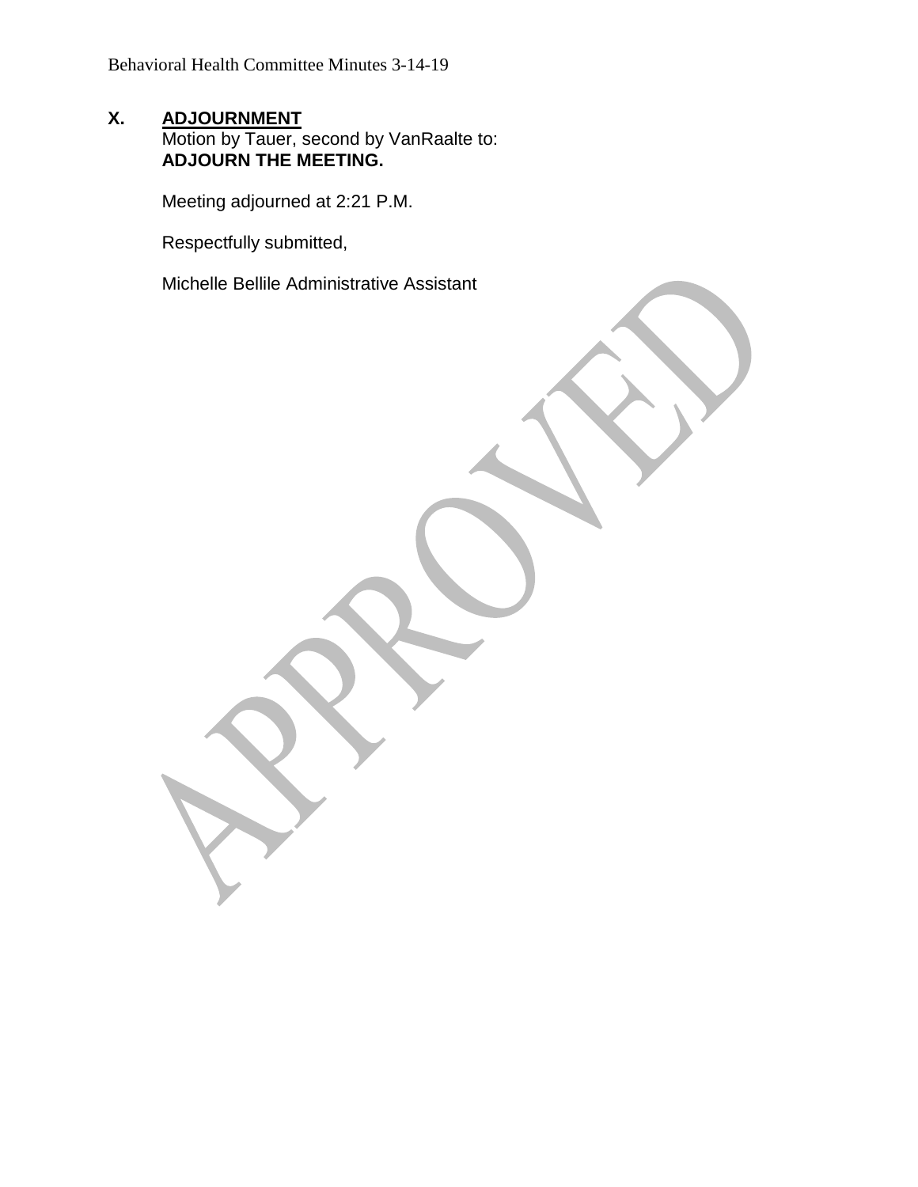## X. ADJOURNMENT

Motion by Tauer, second by VanRaalte to:
**ADJOURN THE MEETING.**

Meeting adjourned at 2:21 P.M.

Respectfully submitted,

Michelle Bellile Administrative Assistant

APPROVED